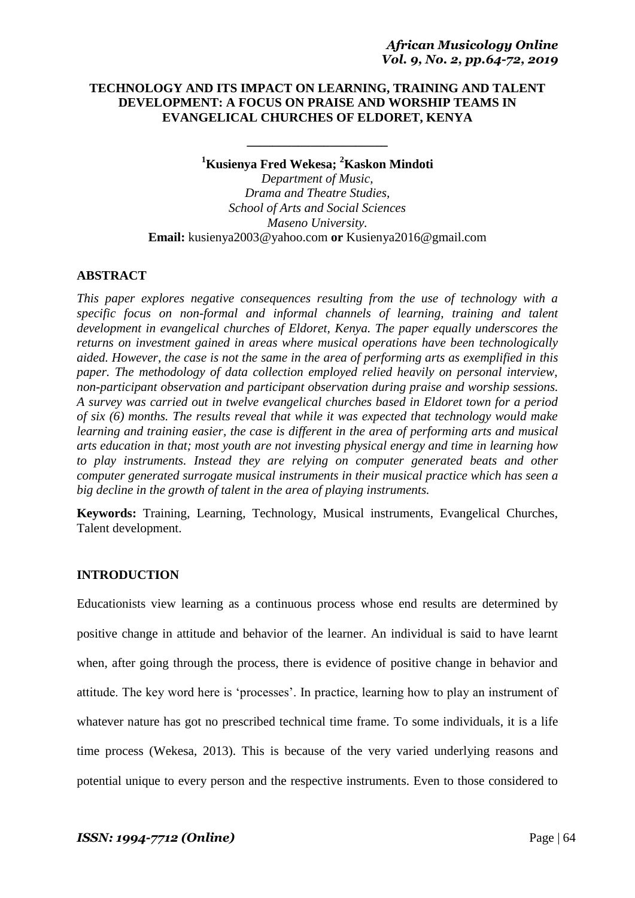# TECHNOLOGY AND ITS IMPACT ON LEARNING, TRAINING AND TALENT DEVELOPMENT: A FOCUS ON PRAISE AND WORSHIP TEAMS IN EVANGELICAL CHURCHES OF ELDORET, KENYA

**[1]Kusienya Fred Wekesa; [2]Kaskon Mindoti**

*Department of Music,*
*Drama and Theatre Studies,*
*School of Arts and Social Sciences*
*Maseno University.*

**Email:** kusienya2003@yahoo.com **or** Kusienya2016@gmail.com

## ABSTRACT

*This paper explores negative consequences resulting from the use of technology with a specific focus on non-formal and informal channels of learning, training and talent development in evangelical churches of Eldoret, Kenya. The paper equally underscores the returns on investment gained in areas where musical operations have been technologically aided. However, the case is not the same in the area of performing arts as exemplified in this paper. The methodology of data collection employed relied heavily on personal interview, non-participant observation and participant observation during praise and worship sessions. A survey was carried out in twelve evangelical churches based in Eldoret town for a period of six (6) months. The results reveal that while it was expected that technology would make learning and training easier, the case is different in the area of performing arts and musical arts education in that; most youth are not investing physical energy and time in learning how to play instruments. Instead they are relying on computer generated beats and other computer generated surrogate musical instruments in their musical practice which has seen a big decline in the growth of talent in the area of playing instruments.*

**Keywords:** Training, Learning, Technology, Musical instruments, Evangelical Churches, Talent development.

## INTRODUCTION

Educationists view learning as a continuous process whose end results are determined by positive change in attitude and behavior of the learner. An individual is said to have learnt when, after going through the process, there is evidence of positive change in behavior and attitude. The key word here is 'processes'. In practice, learning how to play an instrument of whatever nature has got no prescribed technical time frame. To some individuals, it is a life time process (Wekesa, 2013). This is because of the very varied underlying reasons and potential unique to every person and the respective instruments. Even to those considered to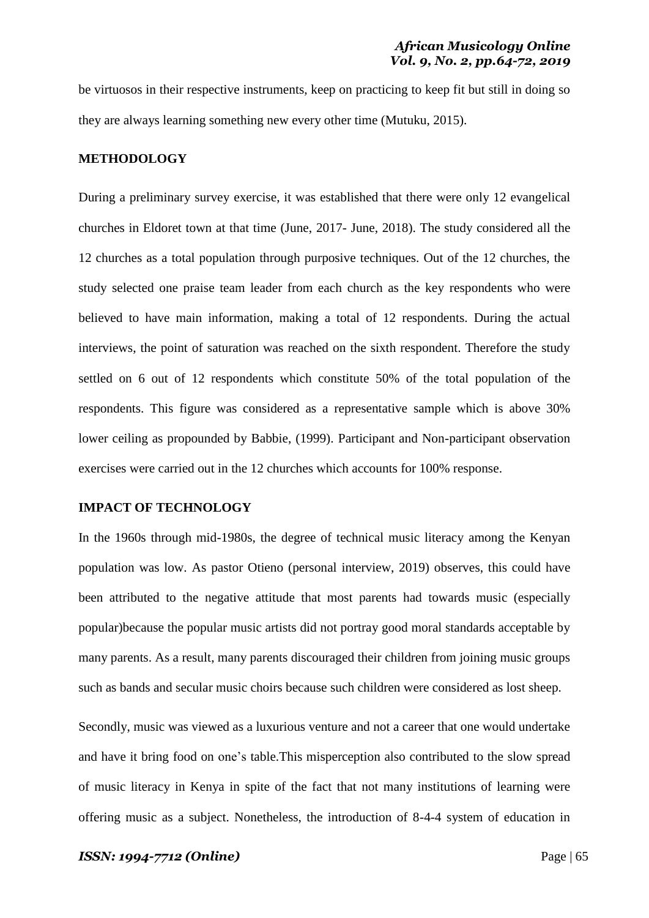be virtuosos in their respective instruments, keep on practicing to keep fit but still in doing so they are always learning something new every other time (Mutuku, 2015).

## METHODOLOGY

During a preliminary survey exercise, it was established that there were only 12 evangelical churches in Eldoret town at that time (June, 2017- June, 2018). The study considered all the 12 churches as a total population through purposive techniques. Out of the 12 churches, the study selected one praise team leader from each church as the key respondents who were believed to have main information, making a total of 12 respondents. During the actual interviews, the point of saturation was reached on the sixth respondent. Therefore the study settled on 6 out of 12 respondents which constitute 50% of the total population of the respondents. This figure was considered as a representative sample which is above 30% lower ceiling as propounded by Babbie, (1999). Participant and Non-participant observation exercises were carried out in the 12 churches which accounts for 100% response.

## IMPACT OF TECHNOLOGY

In the 1960s through mid-1980s, the degree of technical music literacy among the Kenyan population was low. As pastor Otieno (personal interview, 2019) observes, this could have been attributed to the negative attitude that most parents had towards music (especially popular)because the popular music artists did not portray good moral standards acceptable by many parents. As a result, many parents discouraged their children from joining music groups such as bands and secular music choirs because such children were considered as lost sheep.

Secondly, music was viewed as a luxurious venture and not a career that one would undertake and have it bring food on one's table.This misperception also contributed to the slow spread of music literacy in Kenya in spite of the fact that not many institutions of learning were offering music as a subject. Nonetheless, the introduction of 8-4-4 system of education in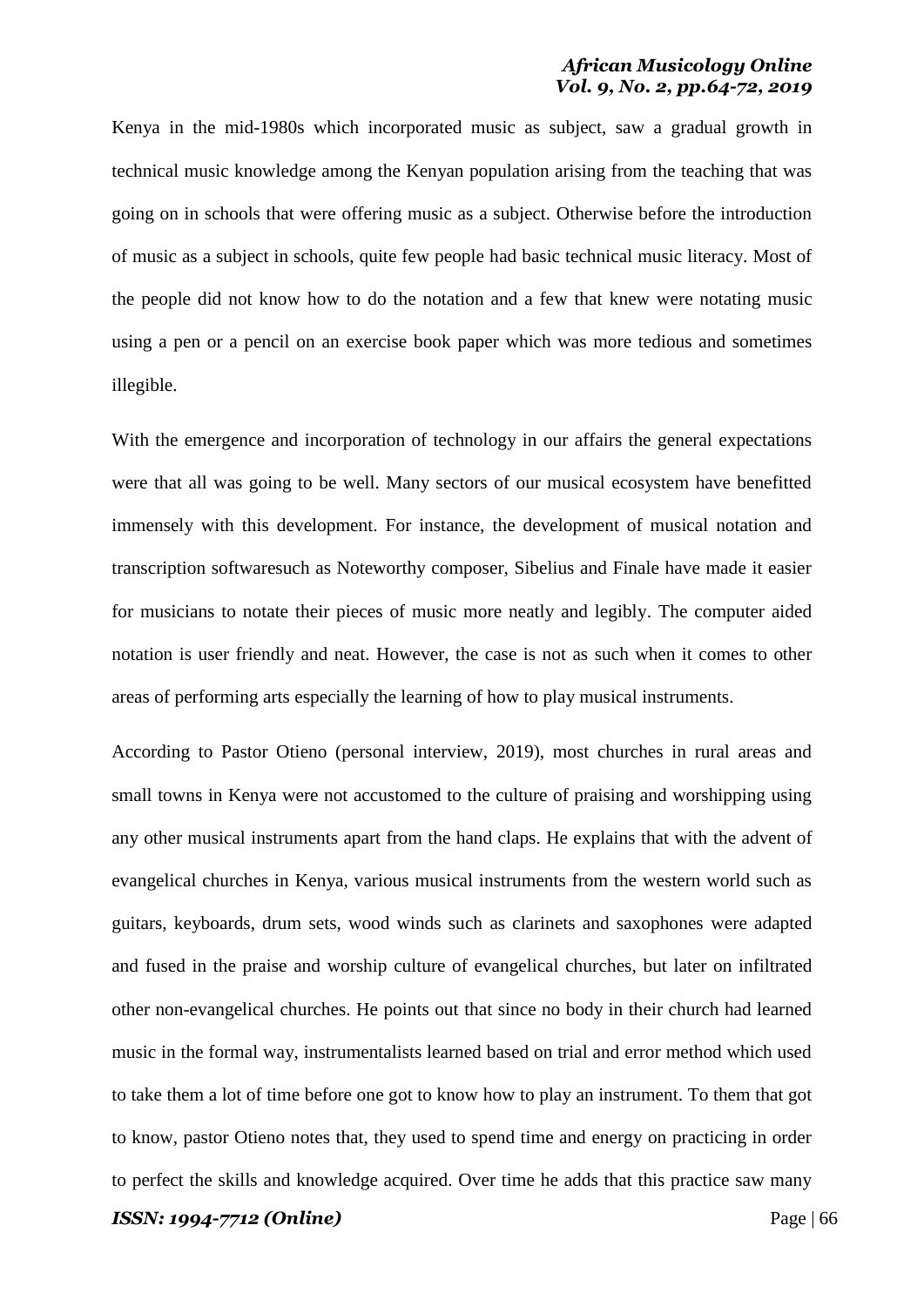Kenya in the mid-1980s which incorporated music as subject, saw a gradual growth in technical music knowledge among the Kenyan population arising from the teaching that was going on in schools that were offering music as a subject. Otherwise before the introduction of music as a subject in schools, quite few people had basic technical music literacy. Most of the people did not know how to do the notation and a few that knew were notating music using a pen or a pencil on an exercise book paper which was more tedious and sometimes illegible.

With the emergence and incorporation of technology in our affairs the general expectations were that all was going to be well. Many sectors of our musical ecosystem have benefitted immensely with this development. For instance, the development of musical notation and transcription softwaresuch as Noteworthy composer, Sibelius and Finale have made it easier for musicians to notate their pieces of music more neatly and legibly. The computer aided notation is user friendly and neat. However, the case is not as such when it comes to other areas of performing arts especially the learning of how to play musical instruments.

According to Pastor Otieno (personal interview, 2019), most churches in rural areas and small towns in Kenya were not accustomed to the culture of praising and worshipping using any other musical instruments apart from the hand claps. He explains that with the advent of evangelical churches in Kenya, various musical instruments from the western world such as guitars, keyboards, drum sets, wood winds such as clarinets and saxophones were adapted and fused in the praise and worship culture of evangelical churches, but later on infiltrated other non-evangelical churches. He points out that since no body in their church had learned music in the formal way, instrumentalists learned based on trial and error method which used to take them a lot of time before one got to know how to play an instrument. To them that got to know, pastor Otieno notes that, they used to spend time and energy on practicing in order to perfect the skills and knowledge acquired. Over time he adds that this practice saw many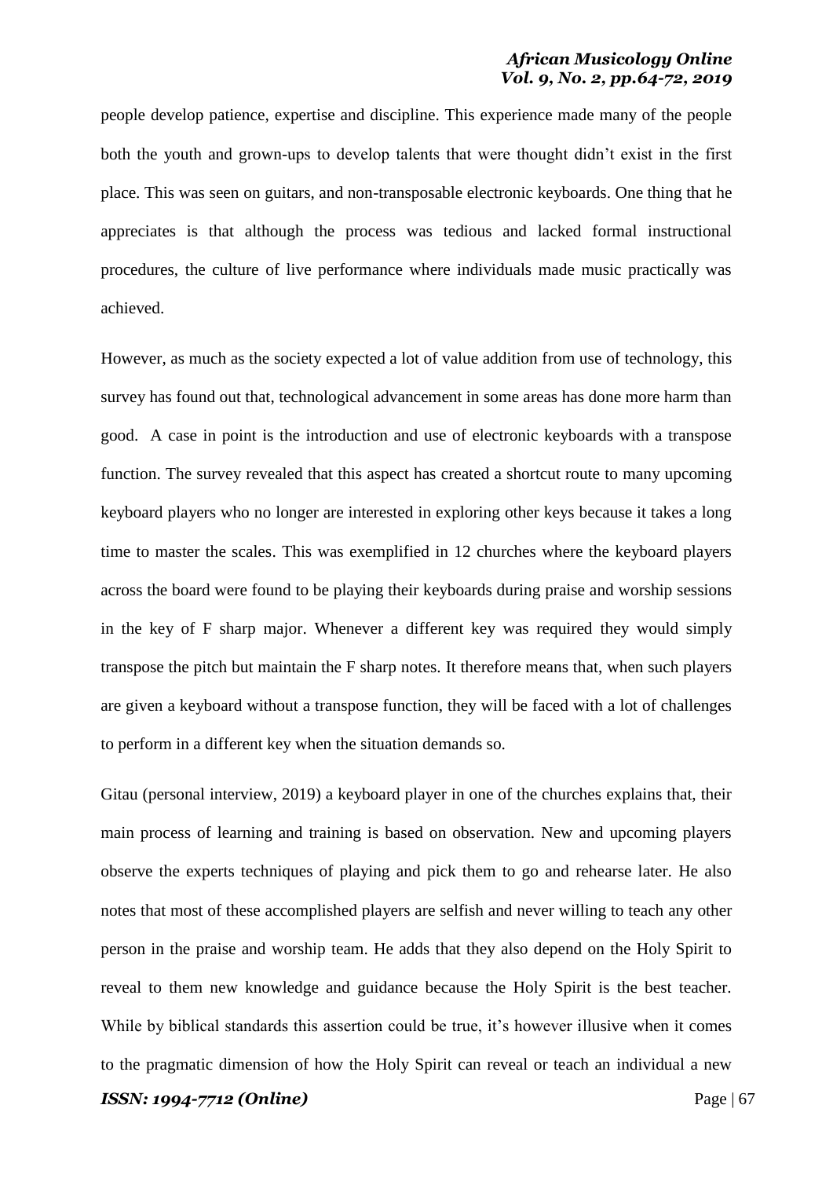people develop patience, expertise and discipline. This experience made many of the people both the youth and grown-ups to develop talents that were thought didn't exist in the first place. This was seen on guitars, and non-transposable electronic keyboards. One thing that he appreciates is that although the process was tedious and lacked formal instructional procedures, the culture of live performance where individuals made music practically was achieved.

However, as much as the society expected a lot of value addition from use of technology, this survey has found out that, technological advancement in some areas has done more harm than good. A case in point is the introduction and use of electronic keyboards with a transpose function. The survey revealed that this aspect has created a shortcut route to many upcoming keyboard players who no longer are interested in exploring other keys because it takes a long time to master the scales. This was exemplified in 12 churches where the keyboard players across the board were found to be playing their keyboards during praise and worship sessions in the key of F sharp major. Whenever a different key was required they would simply transpose the pitch but maintain the F sharp notes. It therefore means that, when such players are given a keyboard without a transpose function, they will be faced with a lot of challenges to perform in a different key when the situation demands so.

Gitau (personal interview, 2019) a keyboard player in one of the churches explains that, their main process of learning and training is based on observation. New and upcoming players observe the experts techniques of playing and pick them to go and rehearse later. He also notes that most of these accomplished players are selfish and never willing to teach any other person in the praise and worship team. He adds that they also depend on the Holy Spirit to reveal to them new knowledge and guidance because the Holy Spirit is the best teacher. While by biblical standards this assertion could be true, it's however illusive when it comes to the pragmatic dimension of how the Holy Spirit can reveal or teach an individual a new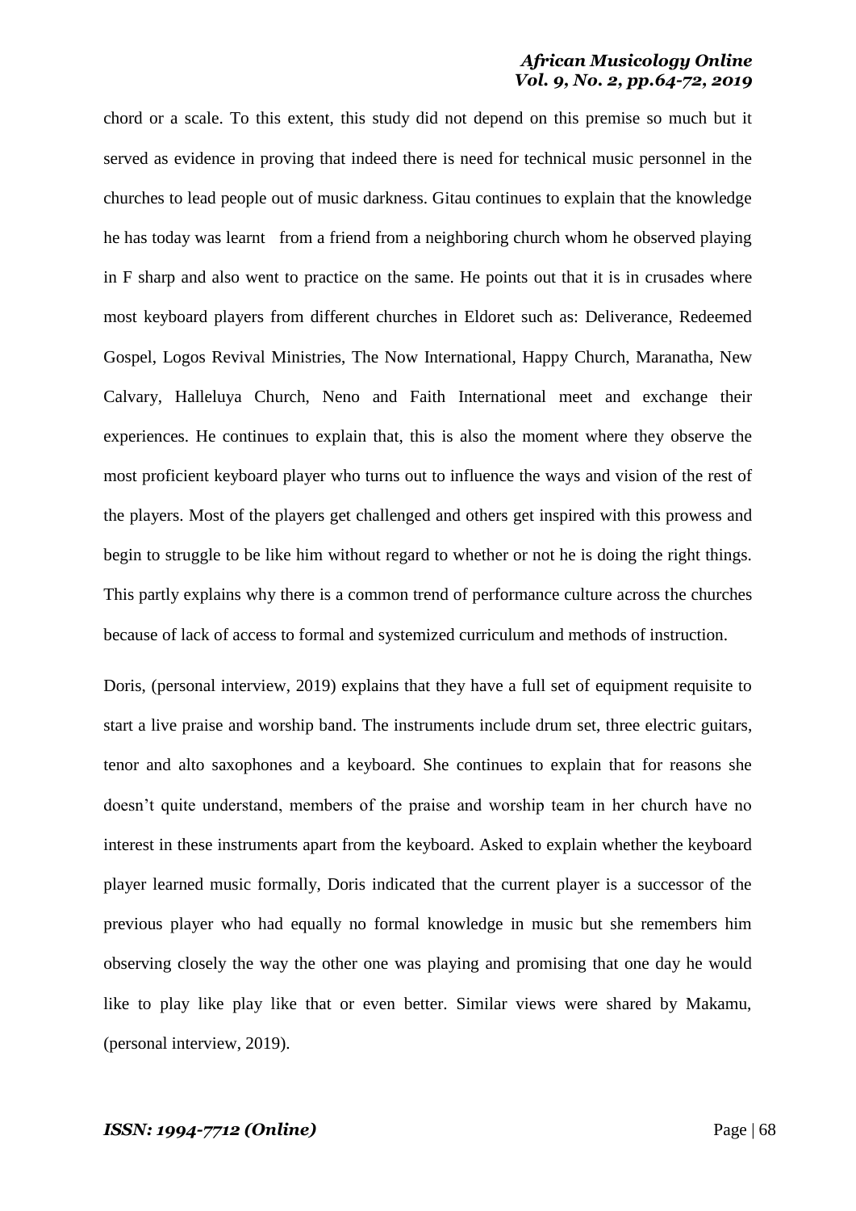chord or a scale. To this extent, this study did not depend on this premise so much but it served as evidence in proving that indeed there is need for technical music personnel in the churches to lead people out of music darkness. Gitau continues to explain that the knowledge he has today was learnt from a friend from a neighboring church whom he observed playing in F sharp and also went to practice on the same. He points out that it is in crusades where most keyboard players from different churches in Eldoret such as: Deliverance, Redeemed Gospel, Logos Revival Ministries, The Now International, Happy Church, Maranatha, New Calvary, Halleluya Church, Neno and Faith International meet and exchange their experiences. He continues to explain that, this is also the moment where they observe the most proficient keyboard player who turns out to influence the ways and vision of the rest of the players. Most of the players get challenged and others get inspired with this prowess and begin to struggle to be like him without regard to whether or not he is doing the right things. This partly explains why there is a common trend of performance culture across the churches because of lack of access to formal and systemized curriculum and methods of instruction.

Doris, (personal interview, 2019) explains that they have a full set of equipment requisite to start a live praise and worship band. The instruments include drum set, three electric guitars, tenor and alto saxophones and a keyboard. She continues to explain that for reasons she doesn't quite understand, members of the praise and worship team in her church have no interest in these instruments apart from the keyboard. Asked to explain whether the keyboard player learned music formally, Doris indicated that the current player is a successor of the previous player who had equally no formal knowledge in music but she remembers him observing closely the way the other one was playing and promising that one day he would like to play like play like that or even better. Similar views were shared by Makamu, (personal interview, 2019).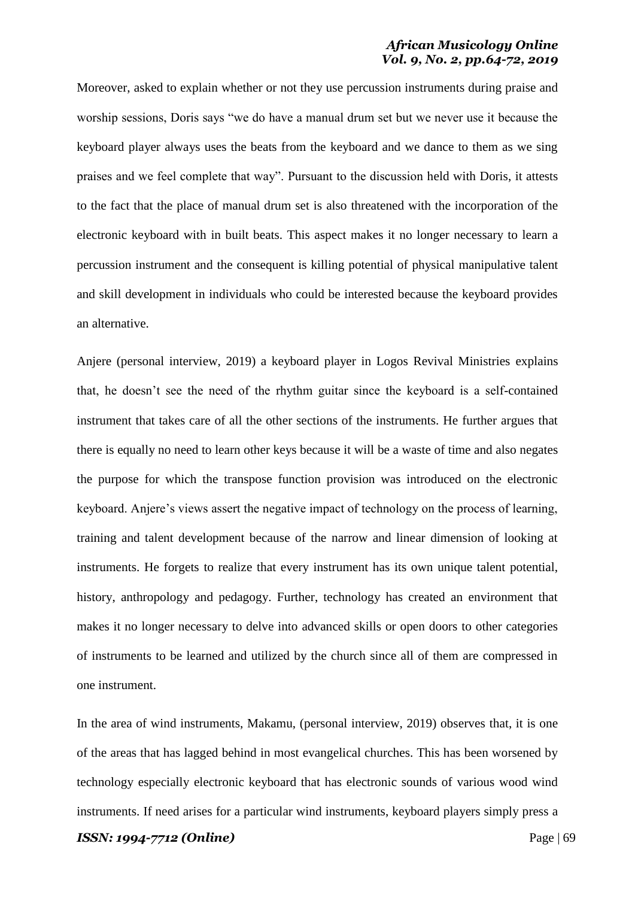Moreover, asked to explain whether or not they use percussion instruments during praise and worship sessions, Doris says "we do have a manual drum set but we never use it because the keyboard player always uses the beats from the keyboard and we dance to them as we sing praises and we feel complete that way". Pursuant to the discussion held with Doris, it attests to the fact that the place of manual drum set is also threatened with the incorporation of the electronic keyboard with in built beats. This aspect makes it no longer necessary to learn a percussion instrument and the consequent is killing potential of physical manipulative talent and skill development in individuals who could be interested because the keyboard provides an alternative.

Anjere (personal interview, 2019) a keyboard player in Logos Revival Ministries explains that, he doesn't see the need of the rhythm guitar since the keyboard is a self-contained instrument that takes care of all the other sections of the instruments. He further argues that there is equally no need to learn other keys because it will be a waste of time and also negates the purpose for which the transpose function provision was introduced on the electronic keyboard. Anjere's views assert the negative impact of technology on the process of learning, training and talent development because of the narrow and linear dimension of looking at instruments. He forgets to realize that every instrument has its own unique talent potential, history, anthropology and pedagogy. Further, technology has created an environment that makes it no longer necessary to delve into advanced skills or open doors to other categories of instruments to be learned and utilized by the church since all of them are compressed in one instrument.

In the area of wind instruments, Makamu, (personal interview, 2019) observes that, it is one of the areas that has lagged behind in most evangelical churches. This has been worsened by technology especially electronic keyboard that has electronic sounds of various wood wind instruments. If need arises for a particular wind instruments, keyboard players simply press a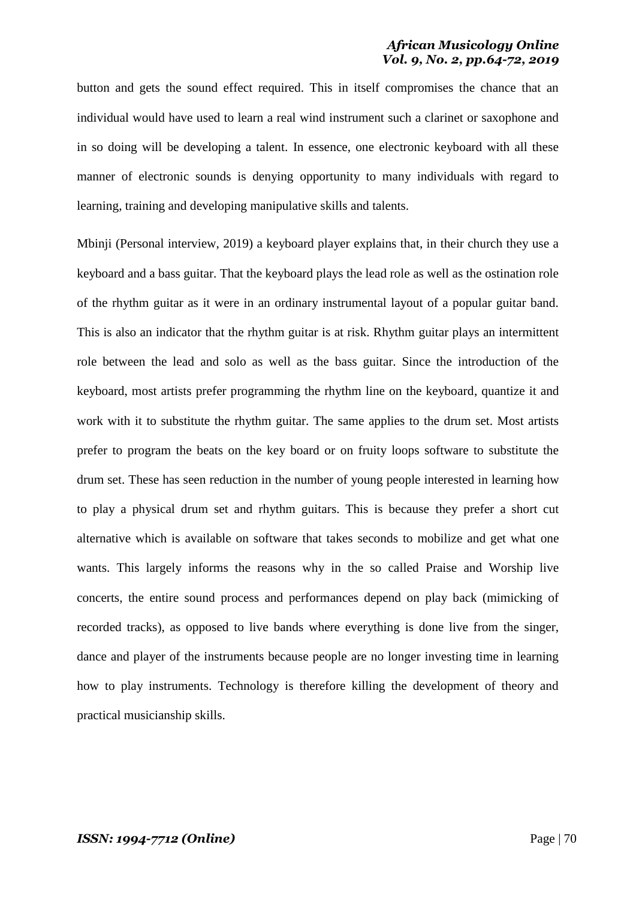button and gets the sound effect required. This in itself compromises the chance that an individual would have used to learn a real wind instrument such a clarinet or saxophone and in so doing will be developing a talent. In essence, one electronic keyboard with all these manner of electronic sounds is denying opportunity to many individuals with regard to learning, training and developing manipulative skills and talents.

Mbinji (Personal interview, 2019) a keyboard player explains that, in their church they use a keyboard and a bass guitar. That the keyboard plays the lead role as well as the ostination role of the rhythm guitar as it were in an ordinary instrumental layout of a popular guitar band. This is also an indicator that the rhythm guitar is at risk. Rhythm guitar plays an intermittent role between the lead and solo as well as the bass guitar. Since the introduction of the keyboard, most artists prefer programming the rhythm line on the keyboard, quantize it and work with it to substitute the rhythm guitar. The same applies to the drum set. Most artists prefer to program the beats on the key board or on fruity loops software to substitute the drum set. These has seen reduction in the number of young people interested in learning how to play a physical drum set and rhythm guitars. This is because they prefer a short cut alternative which is available on software that takes seconds to mobilize and get what one wants. This largely informs the reasons why in the so called Praise and Worship live concerts, the entire sound process and performances depend on play back (mimicking of recorded tracks), as opposed to live bands where everything is done live from the singer, dance and player of the instruments because people are no longer investing time in learning how to play instruments. Technology is therefore killing the development of theory and practical musicianship skills.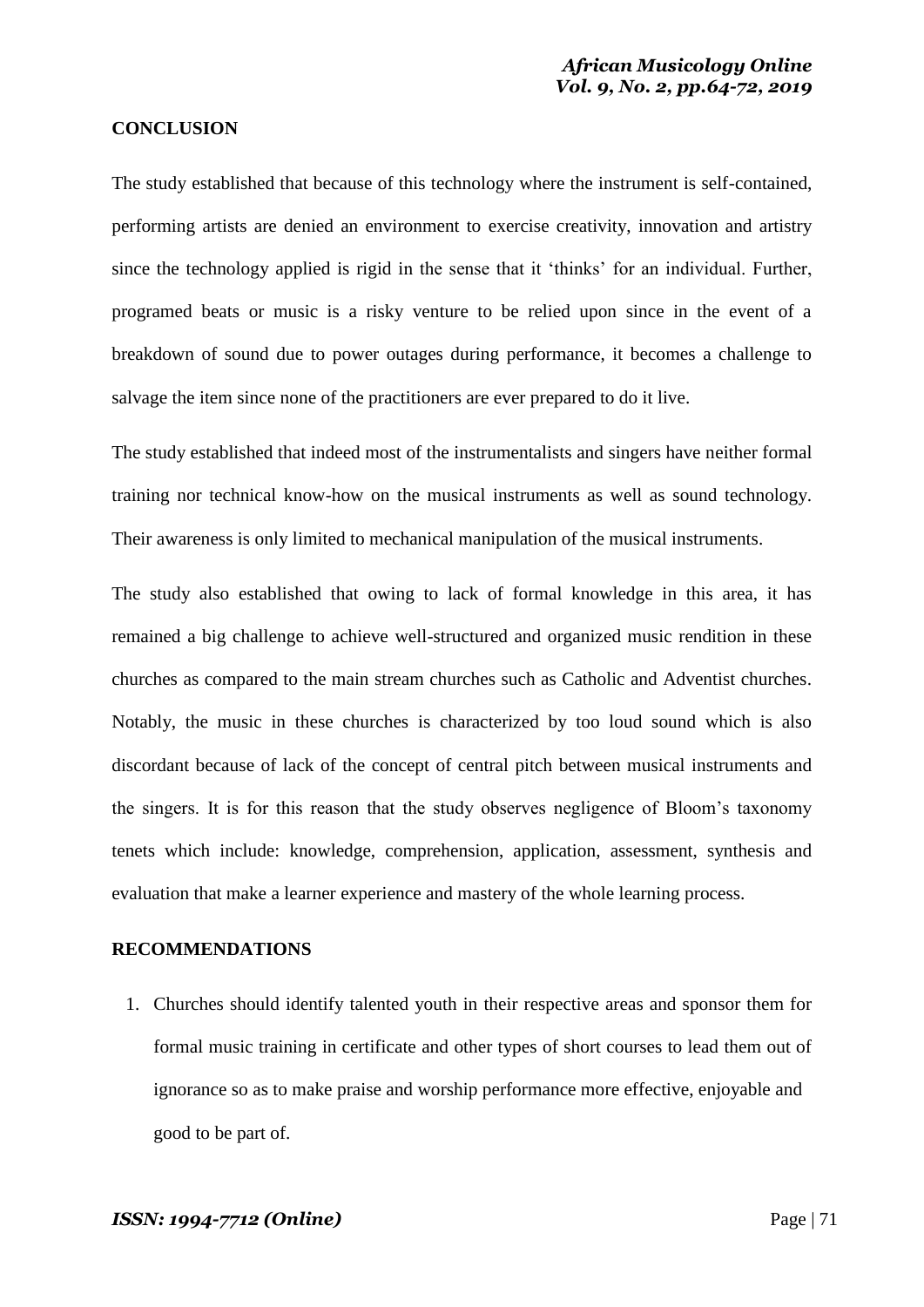## CONCLUSION

The study established that because of this technology where the instrument is self-contained, performing artists are denied an environment to exercise creativity, innovation and artistry since the technology applied is rigid in the sense that it 'thinks' for an individual. Further, programed beats or music is a risky venture to be relied upon since in the event of a breakdown of sound due to power outages during performance, it becomes a challenge to salvage the item since none of the practitioners are ever prepared to do it live.

The study established that indeed most of the instrumentalists and singers have neither formal training nor technical know-how on the musical instruments as well as sound technology. Their awareness is only limited to mechanical manipulation of the musical instruments.

The study also established that owing to lack of formal knowledge in this area, it has remained a big challenge to achieve well-structured and organized music rendition in these churches as compared to the main stream churches such as Catholic and Adventist churches. Notably, the music in these churches is characterized by too loud sound which is also discordant because of lack of the concept of central pitch between musical instruments and the singers. It is for this reason that the study observes negligence of Bloom's taxonomy tenets which include: knowledge, comprehension, application, assessment, synthesis and evaluation that make a learner experience and mastery of the whole learning process.

## RECOMMENDATIONS

1. Churches should identify talented youth in their respective areas and sponsor them for formal music training in certificate and other types of short courses to lead them out of ignorance so as to make praise and worship performance more effective, enjoyable and good to be part of.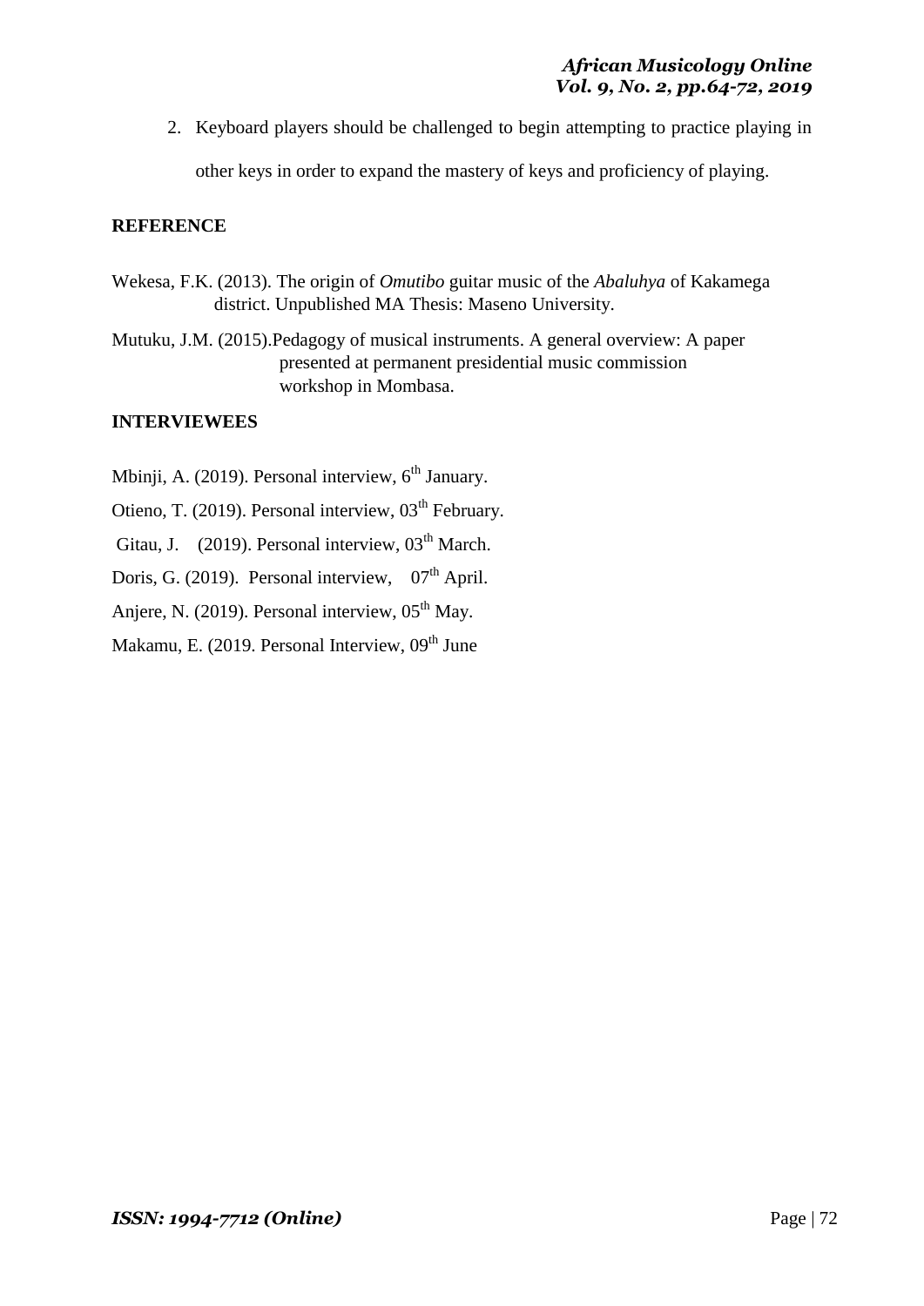2. Keyboard players should be challenged to begin attempting to practice playing in other keys in order to expand the mastery of keys and proficiency of playing.

**REFERENCE**

Wekesa, F.K. (2013). The origin of *Omutibo* guitar music of the *Abaluhya* of Kakamega district. Unpublished MA Thesis: Maseno University.

Mutuku, J.M. (2015).Pedagogy of musical instruments. A general overview: A paper presented at permanent presidential music commission workshop in Mombasa.

**INTERVIEWEES**

Mbinji, A. (2019). Personal interview, 6th January.

Otieno, T. (2019). Personal interview, 03th February.

Gitau, J. (2019). Personal interview, 03th March.

Doris, G. (2019). Personal interview, 07th April.

Anjere, N. (2019). Personal interview, 05th May.

Makamu, E. (2019. Personal Interview, 09th June